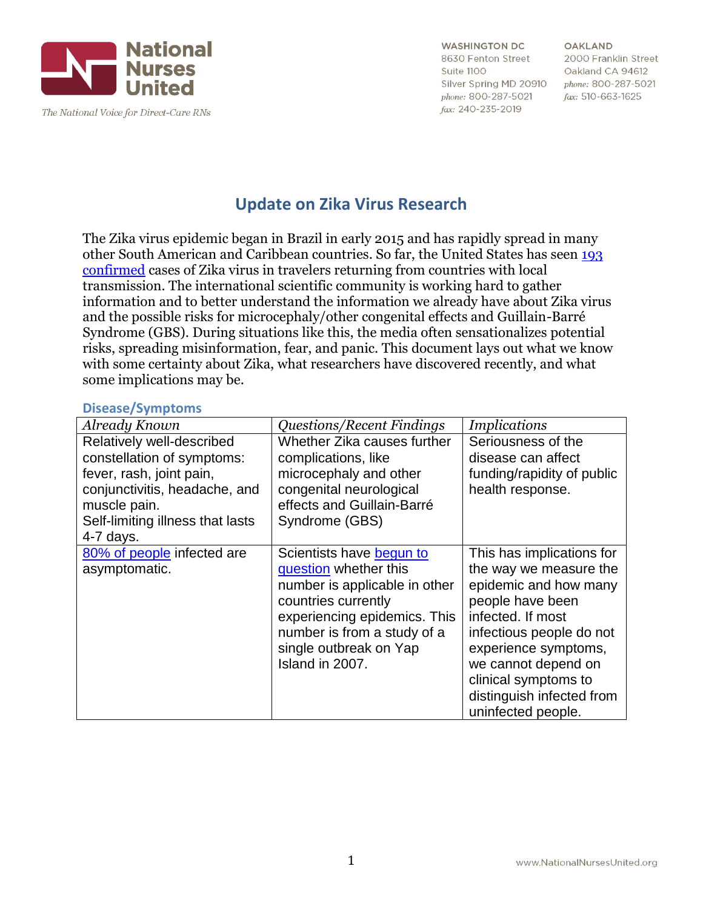# Update on Zika Virus Research

The Zika virus epidemic began in Brazil in early 2015 and has rapidly spread in many other South American and Caribbean countries. So far, the United States has seen 193 confirmed cases of Zika virus in travelers returning from countries with local transmission. The international scientific community is working hard to gather information and to better understand the information we already have about Zika virus and the possible risks for microcephaly/other congenital effects and Guillain-Barré Syndrome (GBS). During situations like this, the media often sensationalizes potential risks, spreading misinformation, fear, and panic. This document lays out what we know with some certainty about Zika, what researchers have discovered recently, and what some implications may be.

## Disease/Symptoms

| *Already Known* | *Questions/Recent Findings* | *Implications* |
|---|---|---|
| Relatively well-described constellation of symptoms: fever, rash, joint pain, conjunctivitis, headache, and muscle pain. Self-limiting illness that lasts 4-7 days. | Whether Zika causes further complications, like microcephaly and other congenital neurological effects and Guillain-Barré Syndrome (GBS) | Seriousness of the disease can affect funding/rapidity of public health response. |
| 80% of people infected are asymptomatic. | Scientists have begun to question whether this number is applicable in other countries currently experiencing epidemics. This number is from a study of a single outbreak on Yap Island in 2007. | This has implications for the way we measure the epidemic and how many people have been infected. If most infectious people do not experience symptoms, we cannot depend on clinical symptoms to distinguish infected from uninfected people. |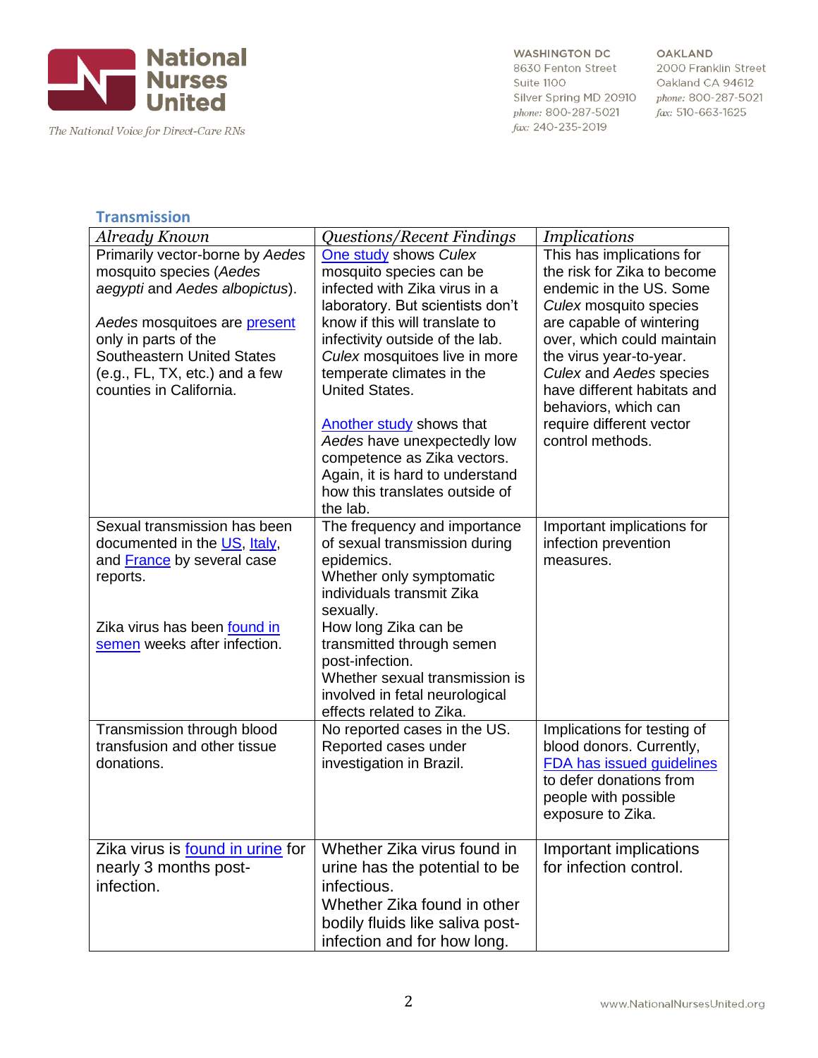## Transmission

| Already Known | Questions/Recent Findings | Implications |
| --- | --- | --- |
| Primarily vector-borne by *Aedes* mosquito species (*Aedes aegypti* and *Aedes albopictus*).<br><br>*Aedes* mosquitoes are present only in parts of the Southeastern United States (e.g., FL, TX, etc.) and a few counties in California. | One study shows *Culex* mosquito species can be infected with Zika virus in a laboratory. But scientists don't know if this will translate to infectivity outside of the lab. *Culex* mosquitoes live in more temperate climates in the United States.<br><br>Another study shows that *Aedes* have unexpectedly low competence as Zika vectors. Again, it is hard to understand how this translates outside of the lab. | This has implications for the risk for Zika to become endemic in the US. Some *Culex* mosquito species are capable of wintering over, which could maintain the virus year-to-year. *Culex* and *Aedes* species have different habitats and behaviors, which can require different vector control methods. |
| Sexual transmission has been documented in the US, Italy, and France by several case reports.<br><br>Zika virus has been found in semen weeks after infection. | The frequency and importance of sexual transmission during epidemics.<br>Whether only symptomatic individuals transmit Zika sexually.<br>How long Zika can be transmitted through semen post-infection.<br>Whether sexual transmission is involved in fetal neurological effects related to Zika. | Important implications for infection prevention measures. |
| Transmission through blood transfusion and other tissue donations. | No reported cases in the US. Reported cases under investigation in Brazil. | Implications for testing of blood donors. Currently, FDA has issued guidelines to defer donations from people with possible exposure to Zika. |
| Zika virus is found in urine for nearly 3 months post-infection. | Whether Zika virus found in urine has the potential to be infectious.<br>Whether Zika found in other bodily fluids like saliva post-infection and for how long. | Important implications for infection control. |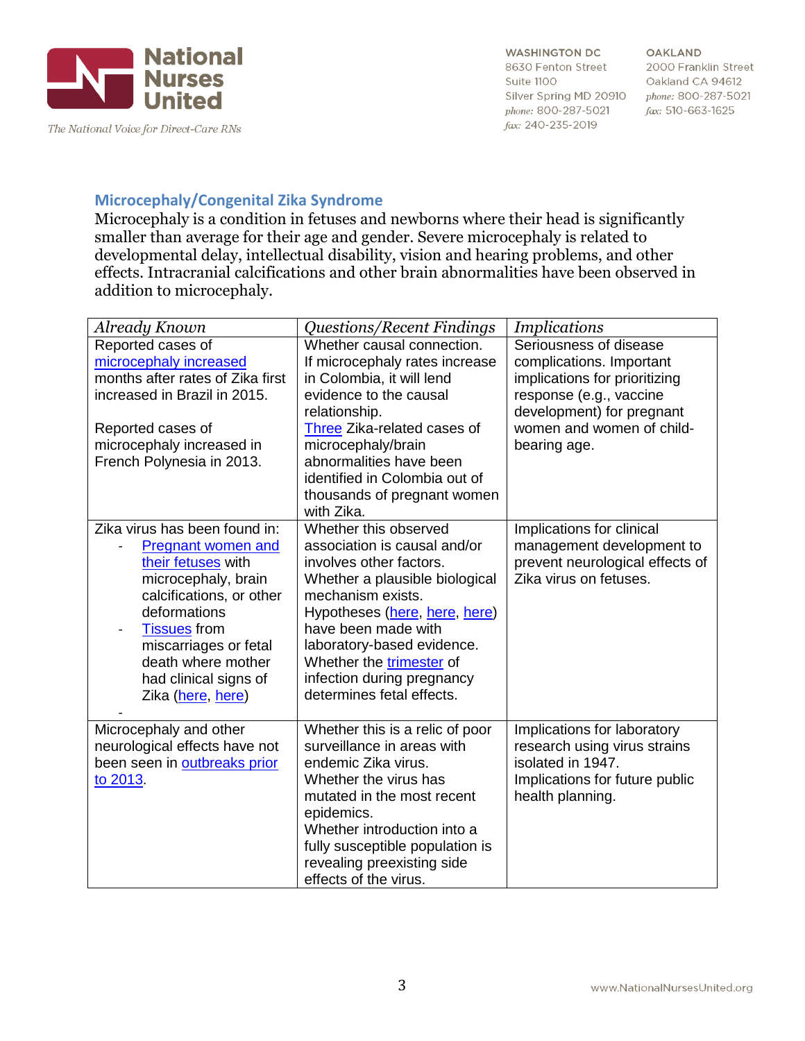## Microcephaly/Congenital Zika Syndrome

Microcephaly is a condition in fetuses and newborns where their head is significantly smaller than average for their age and gender. Severe microcephaly is related to developmental delay, intellectual disability, vision and hearing problems, and other effects. Intracranial calcifications and other brain abnormalities have been observed in addition to microcephaly.

| *Already Known* | *Questions/Recent Findings* | *Implications* |
|---|---|---|
| Reported cases of microcephaly increased months after rates of Zika first increased in Brazil in 2015.<br><br>Reported cases of microcephaly increased in French Polynesia in 2013. | Whether causal connection. If microcephaly rates increase in Colombia, it will lend evidence to the causal relationship.<br>Three Zika-related cases of microcephaly/brain abnormalities have been identified in Colombia out of thousands of pregnant women with Zika. | Seriousness of disease complications. Important implications for prioritizing response (e.g., vaccine development) for pregnant women and women of child-bearing age. |
| Zika virus has been found in:<br>- Pregnant women and their fetuses with microcephaly, brain calcifications, or other deformations<br>- Tissues from miscarriages or fetal death where mother had clinical signs of Zika (here, here)<br>- | Whether this observed association is causal and/or involves other factors.<br>Whether a plausible biological mechanism exists.<br>Hypotheses (here, here, here) have been made with laboratory-based evidence.<br>Whether the trimester of infection during pregnancy determines fetal effects. | Implications for clinical management development to prevent neurological effects of Zika virus on fetuses. |
| Microcephaly and other neurological effects have not been seen in outbreaks prior to 2013. | Whether this is a relic of poor surveillance in areas with endemic Zika virus.<br>Whether the virus has mutated in the most recent epidemics.<br>Whether introduction into a fully susceptible population is revealing preexisting side effects of the virus. | Implications for laboratory research using virus strains isolated in 1947.<br>Implications for future public health planning. |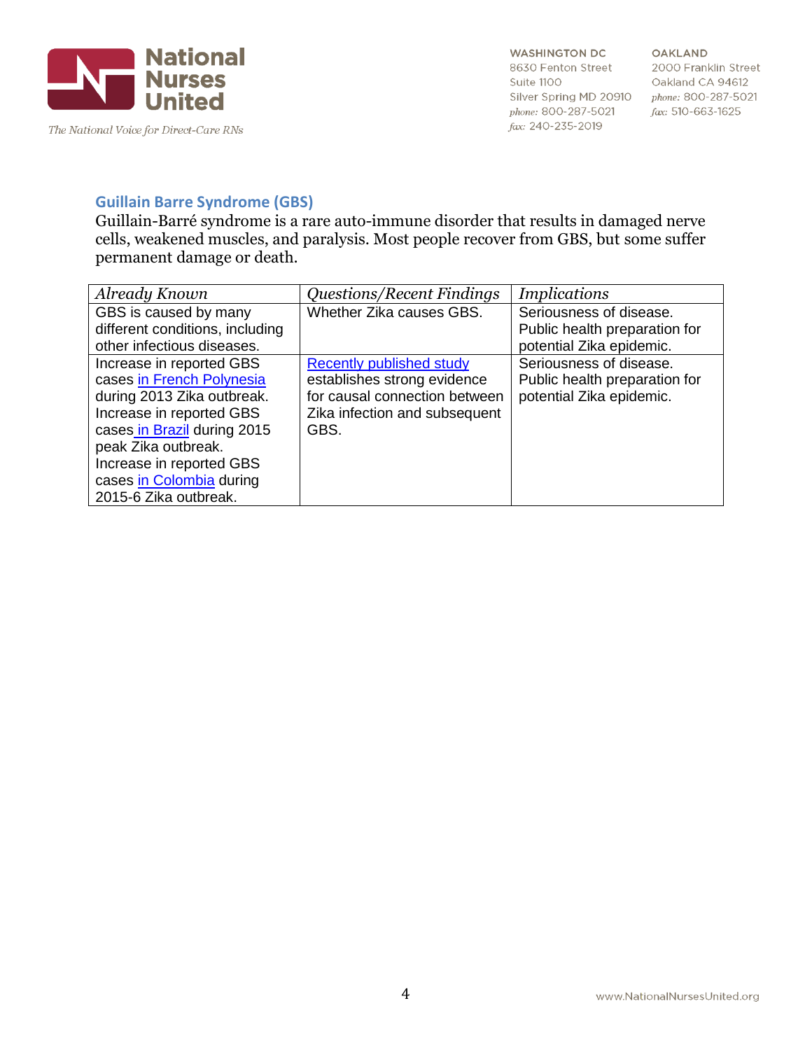## Guillain Barre Syndrome (GBS)

Guillain-Barré syndrome is a rare auto-immune disorder that results in damaged nerve cells, weakened muscles, and paralysis. Most people recover from GBS, but some suffer permanent damage or death.

| *Already Known* | *Questions/Recent Findings* | *Implications* |
|---|---|---|
| GBS is caused by many different conditions, including other infectious diseases. | Whether Zika causes GBS. | Seriousness of disease. Public health preparation for potential Zika epidemic. |
| Increase in reported GBS cases in French Polynesia during 2013 Zika outbreak. Increase in reported GBS cases in Brazil during 2015 peak Zika outbreak. Increase in reported GBS cases in Colombia during 2015-6 Zika outbreak. | Recently published study establishes strong evidence for causal connection between Zika infection and subsequent GBS. | Seriousness of disease. Public health preparation for potential Zika epidemic. |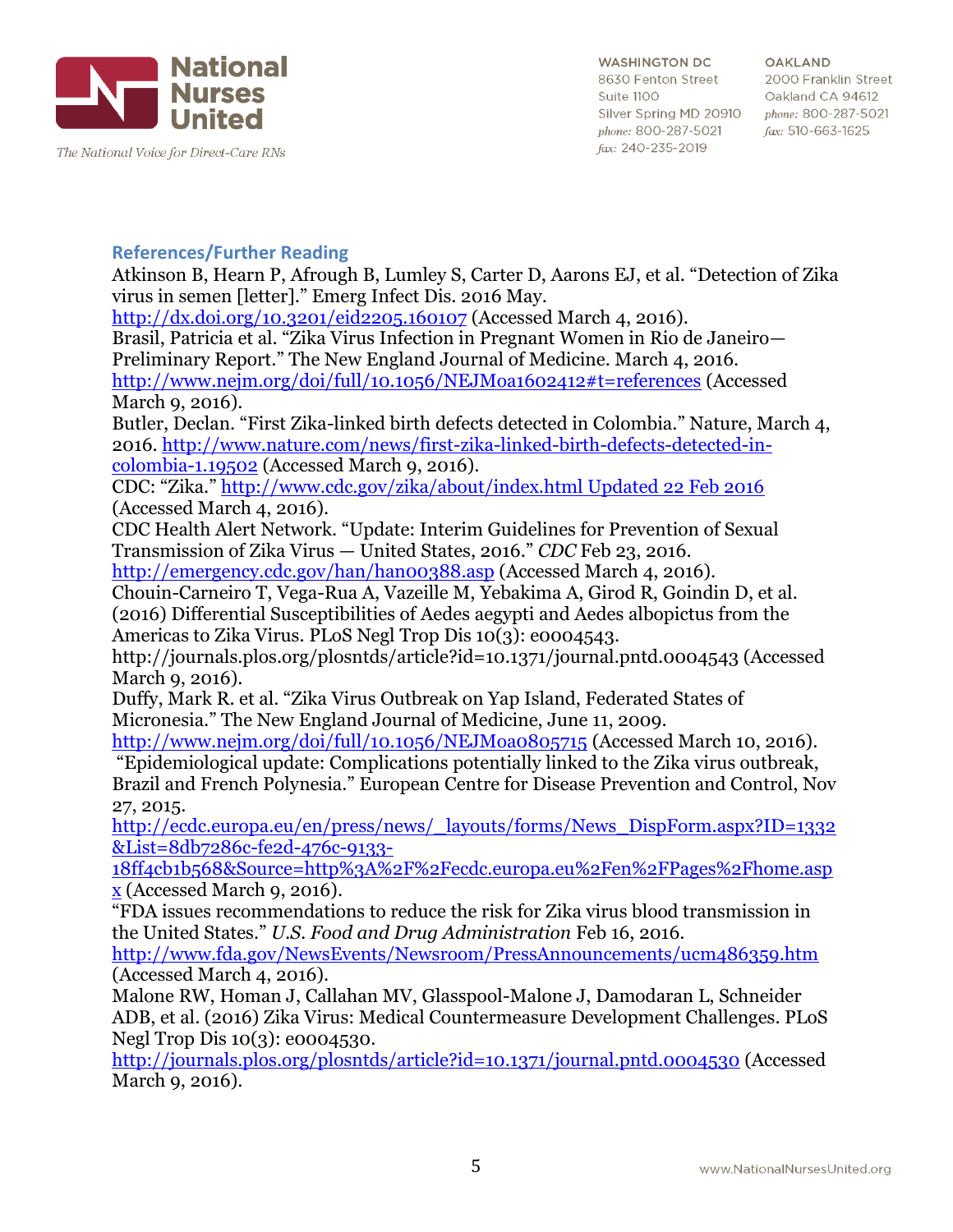### References/Further Reading

Atkinson B, Hearn P, Afrough B, Lumley S, Carter D, Aarons EJ, et al. "Detection of Zika virus in semen [letter]." Emerg Infect Dis. 2016 May. http://dx.doi.org/10.3201/eid2205.160107 (Accessed March 4, 2016).

Brasil, Patricia et al. "Zika Virus Infection in Pregnant Women in Rio de Janeiro—Preliminary Report." The New England Journal of Medicine. March 4, 2016. http://www.nejm.org/doi/full/10.1056/NEJMoa1602412#t=references (Accessed March 9, 2016).

Butler, Declan. "First Zika-linked birth defects detected in Colombia." Nature, March 4, 2016. http://www.nature.com/news/first-zika-linked-birth-defects-detected-in-colombia-1.19502 (Accessed March 9, 2016).

CDC: "Zika." http://www.cdc.gov/zika/about/index.html Updated 22 Feb 2016 (Accessed March 4, 2016).

CDC Health Alert Network. "Update: Interim Guidelines for Prevention of Sexual Transmission of Zika Virus — United States, 2016." *CDC* Feb 23, 2016. http://emergency.cdc.gov/han/han00388.asp (Accessed March 4, 2016).

Chouin-Carneiro T, Vega-Rua A, Vazeille M, Yebakima A, Girod R, Goindin D, et al. (2016) Differential Susceptibilities of Aedes aegypti and Aedes albopictus from the Americas to Zika Virus. PLoS Negl Trop Dis 10(3): e0004543. http://journals.plos.org/plosntds/article?id=10.1371/journal.pntd.0004543 (Accessed March 9, 2016).

Duffy, Mark R. et al. "Zika Virus Outbreak on Yap Island, Federated States of Micronesia." The New England Journal of Medicine, June 11, 2009. http://www.nejm.org/doi/full/10.1056/NEJMoa0805715 (Accessed March 10, 2016).

"Epidemiological update: Complications potentially linked to the Zika virus outbreak, Brazil and French Polynesia." European Centre for Disease Prevention and Control, Nov 27, 2015. http://ecdc.europa.eu/en/press/news/_layouts/forms/News_DispForm.aspx?ID=1332&List=8db7286c-fe2d-476c-9133-18ff4cb1b568&Source=http%3A%2F%2Fecdc.europa.eu%2Fen%2FPages%2Fhome.aspx (Accessed March 9, 2016).

"FDA issues recommendations to reduce the risk for Zika virus blood transmission in the United States." *U.S. Food and Drug Administration* Feb 16, 2016. http://www.fda.gov/NewsEvents/Newsroom/PressAnnouncements/ucm486359.htm (Accessed March 4, 2016).

Malone RW, Homan J, Callahan MV, Glasspool-Malone J, Damodaran L, Schneider ADB, et al. (2016) Zika Virus: Medical Countermeasure Development Challenges. PLoS Negl Trop Dis 10(3): e0004530. http://journals.plos.org/plosntds/article?id=10.1371/journal.pntd.0004530 (Accessed March 9, 2016).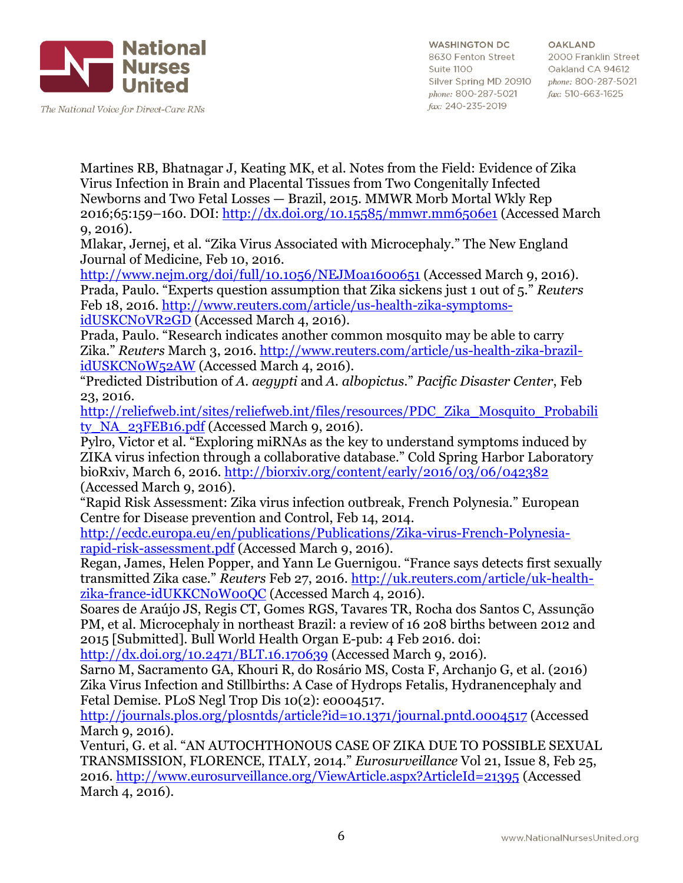Martines RB, Bhatnagar J, Keating MK, et al. Notes from the Field: Evidence of Zika Virus Infection in Brain and Placental Tissues from Two Congenitally Infected Newborns and Two Fetal Losses — Brazil, 2015. MMWR Morb Mortal Wkly Rep 2016;65:159–160. DOI: http://dx.doi.org/10.15585/mmwr.mm6506e1 (Accessed March 9, 2016).

Mlakar, Jernej, et al. "Zika Virus Associated with Microcephaly." The New England Journal of Medicine, Feb 10, 2016. http://www.nejm.org/doi/full/10.1056/NEJMoa1600651 (Accessed March 9, 2016).

Prada, Paulo. "Experts question assumption that Zika sickens just 1 out of 5." *Reuters* Feb 18, 2016. http://www.reuters.com/article/us-health-zika-symptoms-idUSKCN0VR2GD (Accessed March 4, 2016).

Prada, Paulo. "Research indicates another common mosquito may be able to carry Zika." *Reuters* March 3, 2016. http://www.reuters.com/article/us-health-zika-brazil-idUSKCN0W52AW (Accessed March 4, 2016).

"Predicted Distribution of *A. aegypti* and *A. albopictus*." *Pacific Disaster Center*, Feb 23, 2016. http://reliefweb.int/sites/reliefweb.int/files/resources/PDC_Zika_Mosquito_Probability_NA_23FEB16.pdf (Accessed March 9, 2016).

Pylro, Victor et al. "Exploring miRNAs as the key to understand symptoms induced by ZIKA virus infection through a collaborative database." Cold Spring Harbor Laboratory bioRxiv, March 6, 2016. http://biorxiv.org/content/early/2016/03/06/042382 (Accessed March 9, 2016).

"Rapid Risk Assessment: Zika virus infection outbreak, French Polynesia." European Centre for Disease prevention and Control, Feb 14, 2014. http://ecdc.europa.eu/en/publications/Publications/Zika-virus-French-Polynesia-rapid-risk-assessment.pdf (Accessed March 9, 2016).

Regan, James, Helen Popper, and Yann Le Guernigou. "France says detects first sexually transmitted Zika case." *Reuters* Feb 27, 2016. http://uk.reuters.com/article/uk-health-zika-france-idUKKCN0W00QC (Accessed March 4, 2016).

Soares de Araújo JS, Regis CT, Gomes RGS, Tavares TR, Rocha dos Santos C, Assunção PM, et al. Microcephaly in northeast Brazil: a review of 16 208 births between 2012 and 2015 [Submitted]. Bull World Health Organ E-pub: 4 Feb 2016. doi: http://dx.doi.org/10.2471/BLT.16.170639 (Accessed March 9, 2016).

Sarno M, Sacramento GA, Khouri R, do Rosário MS, Costa F, Archanjo G, et al. (2016) Zika Virus Infection and Stillbirths: A Case of Hydrops Fetalis, Hydranencephaly and Fetal Demise. PLoS Negl Trop Dis 10(2): e0004517. http://journals.plos.org/plosntds/article?id=10.1371/journal.pntd.0004517 (Accessed March 9, 2016).

Venturi, G. et al. "AN AUTOCHTHONOUS CASE OF ZIKA DUE TO POSSIBLE SEXUAL TRANSMISSION, FLORENCE, ITALY, 2014." *Eurosurveillance* Vol 21, Issue 8, Feb 25, 2016. http://www.eurosurveillance.org/ViewArticle.aspx?ArticleId=21395 (Accessed March 4, 2016).